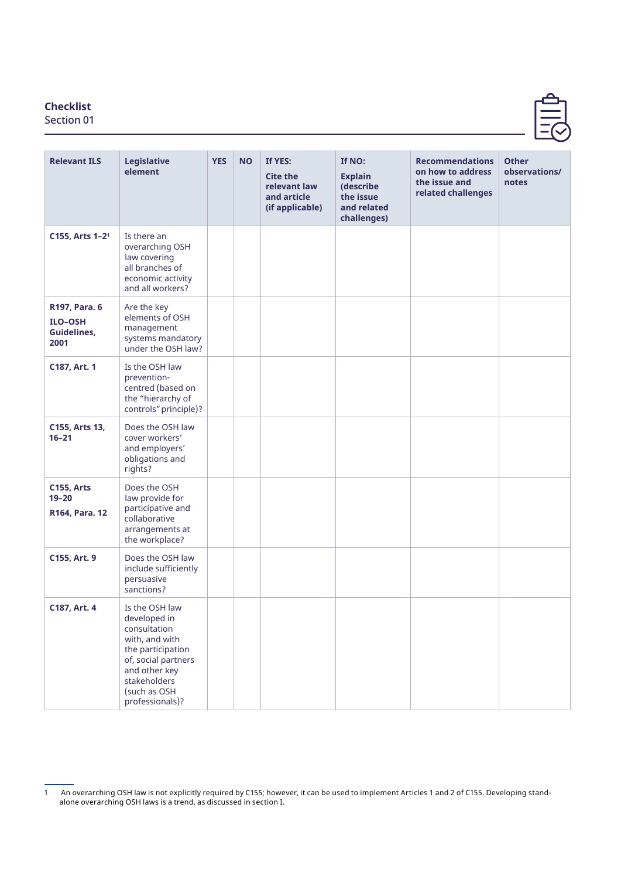**Checklist**

Section 01

| Relevant ILS | Legislative element | YES | NO | If YES: Cite the relevant law and article (if applicable) | If NO: Explain (describe the issue and related challenges) | Recommendations on how to address the issue and related challenges | Other observations/ notes |
|---|---|---|---|---|---|---|---|
| **C155, Arts 1–2**[1] | Is there an overarching OSH law covering all branches of economic activity and all workers? | | | | | | |
| **R197, Para. 6** **ILO–OSH Guidelines, 2001** | Are the key elements of OSH management systems mandatory under the OSH law? | | | | | | |
| **C187, Art. 1** | Is the OSH law prevention-centred (based on the "hierarchy of controls" principle)? | | | | | | |
| **C155, Arts 13, 16–21** | Does the OSH law cover workers' and employers' obligations and rights? | | | | | | |
| **C155, Arts 19–20** **R164, Para. 12** | Does the OSH law provide for participative and collaborative arrangements at the workplace? | | | | | | |
| **C155, Art. 9** | Does the OSH law include sufficiently persuasive sanctions? | | | | | | |
| **C187, Art. 4** | Is the OSH law developed in consultation with, and with the participation of, social partners and other key stakeholders (such as OSH professionals)? | | | | | | |

1 An overarching OSH law is not explicitly required by C155; however, it can be used to implement Articles 1 and 2 of C155. Developing stand-alone overarching OSH laws is a trend, as discussed in section I.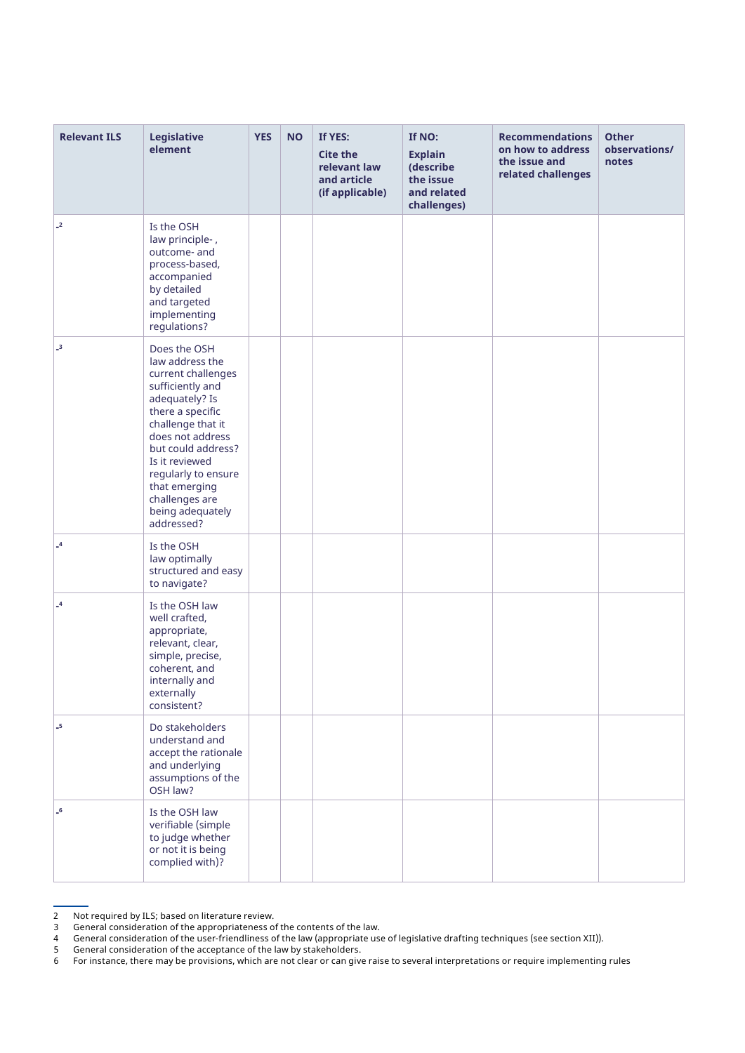| Relevant ILS | Legislative element | YES | NO | If YES: Cite the relevant law and article (if applicable) | If NO: Explain (describe the issue and related challenges) | Recommendations on how to address the issue and related challenges | Other observations/ notes |
|---|---|---|---|---|---|---|---|
| -[2] | Is the OSH law principle-, outcome- and process-based, accompanied by detailed and targeted implementing regulations? | | | | | | |
| -[3] | Does the OSH law address the current challenges sufficiently and adequately? Is there a specific challenge that it does not address but could address? Is it reviewed regularly to ensure that emerging challenges are being adequately addressed? | | | | | | |
| -[4] | Is the OSH law optimally structured and easy to navigate? | | | | | | |
| -[4] | Is the OSH law well crafted, appropriate, relevant, clear, simple, precise, coherent, and internally and externally consistent? | | | | | | |
| -[5] | Do stakeholders understand and accept the rationale and underlying assumptions of the OSH law? | | | | | | |
| -[6] | Is the OSH law verifiable (simple to judge whether or not it is being complied with)? | | | | | | |

2 Not required by ILS; based on literature review.

3 General consideration of the appropriateness of the contents of the law.

4 General consideration of the user-friendliness of the law (appropriate use of legislative drafting techniques (see section XII)).

5 General consideration of the acceptance of the law by stakeholders.

6 For instance, there may be provisions, which are not clear or can give raise to several interpretations or require implementing rules